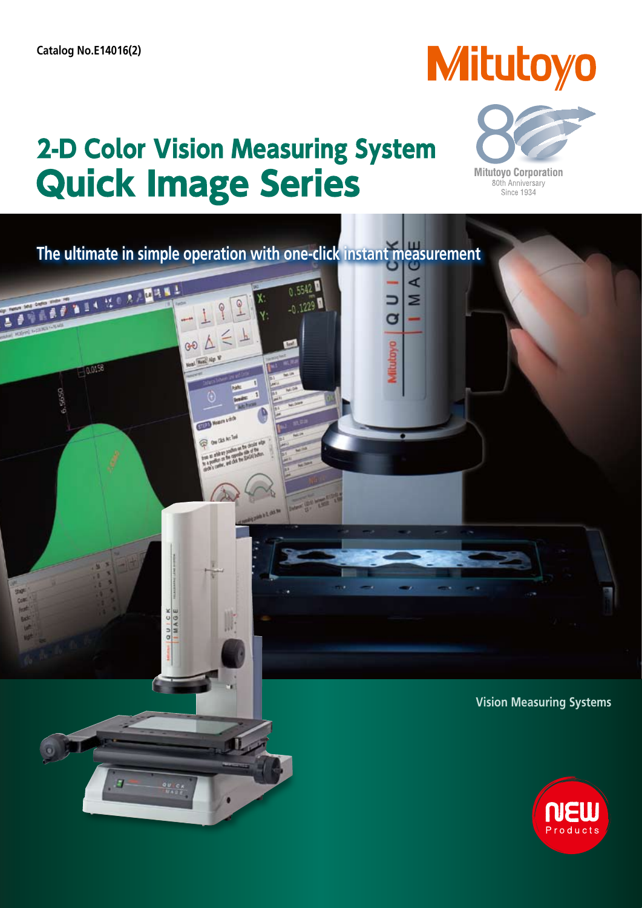Catalog No.E14016(2)

Mitutoyo

Mitutoyo Corporation
80th Anniversary
Since 1934

# 2-D Color Vision Measuring System
# Quick Image Series

**The ultimate in simple operation with one-click instant measurement**

Vision Measuring Systems

NEW Products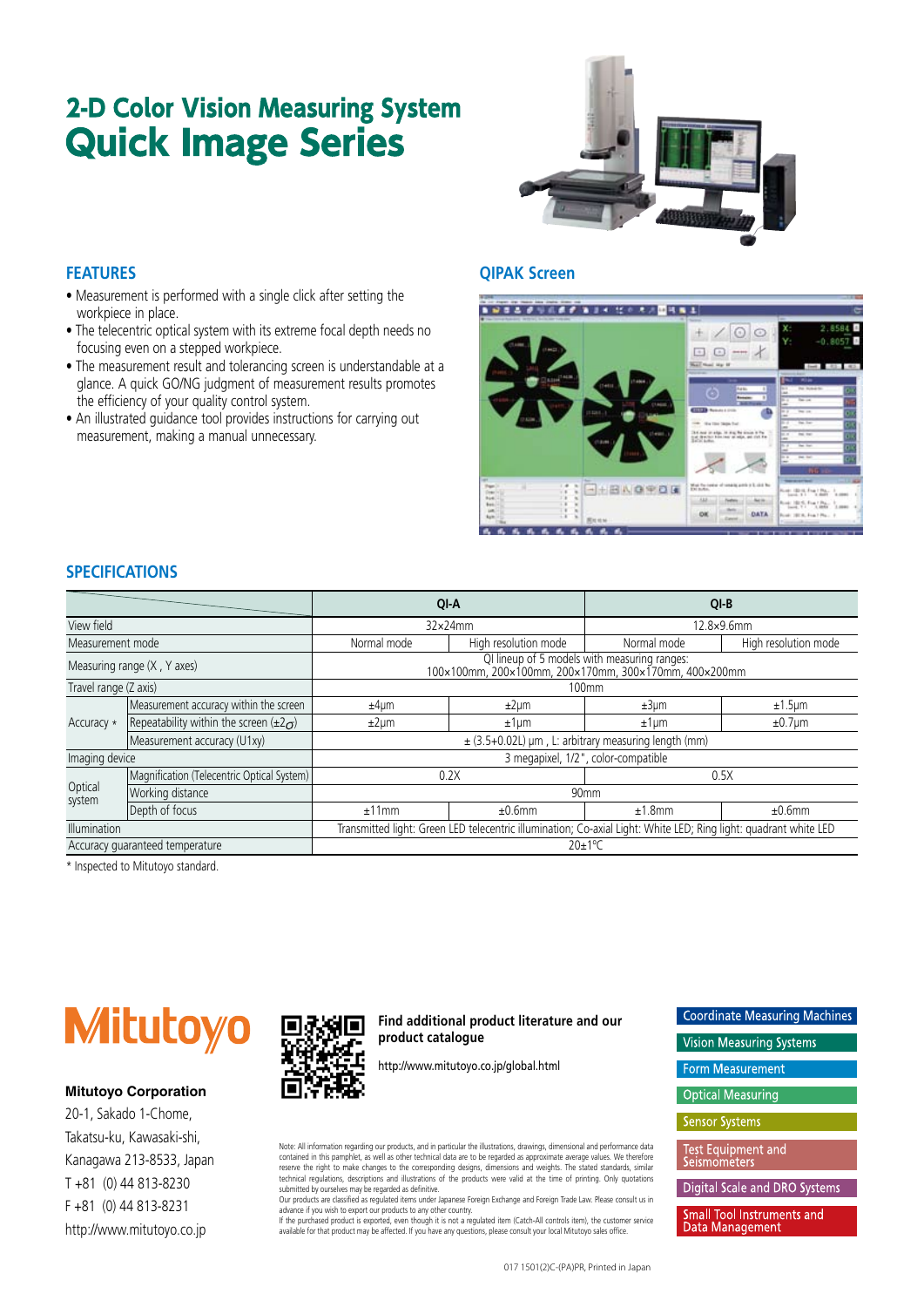# 2-D Color Vision Measuring System
# Quick Image Series

## FEATURES

- Measurement is performed with a single click after setting the workpiece in place.
- The telecentric optical system with its extreme focal depth needs no focusing even on a stepped workpiece.
- The measurement result and tolerancing screen is understandable at a glance. A quick GO/NG judgment of measurement results promotes the efficiency of your quality control system.
- An illustrated guidance tool provides instructions for carrying out measurement, making a manual unnecessary.

## QIPAK Screen

## SPECIFICATIONS

| | | QI-A | | QI-B | |
|---|---|---|---|---|---|
| View field | | 32×24mm | | 12.8×9.6mm | |
| Measurement mode | | Normal mode | High resolution mode | Normal mode | High resolution mode |
| Measuring range (X , Y axes) | | QI lineup of 5 models with measuring ranges: 100×100mm, 200×100mm, 200×170mm, 300×170mm, 400×200mm | | | |
| Travel range (Z axis) | | 100mm | | | |
| Accuracy * | Measurement accuracy within the screen | ±4μm | ±2μm | ±3μm | ±1.5μm |
| | Repeatability within the screen (±2σ) | ±2μm | ±1μm | ±1μm | ±0.7μm |
| | Measurement accuracy (U1xy) | ± (3.5+0.02L) μm , L: arbitrary measuring length (mm) | | | |
| Imaging device | | 3 megapixel, 1/2", color-compatible | | | |
| Optical system | Magnification (Telecentric Optical System) | 0.2X | | 0.5X | |
| | Working distance | 90mm | | | |
| | Depth of focus | ±11mm | ±0.6mm | ±1.8mm | ±0.6mm |
| Illumination | | Transmitted light: Green LED telecentric illumination; Co-axial Light: White LED; Ring light: quadrant white LED | | | |
| Accuracy guaranteed temperature | | 20±1°C | | | |

\* Inspected to Mitutoyo standard.

Mitutoyo

**Mitutoyo Corporation**
20-1, Sakado 1-Chome,
Takatsu-ku, Kawasaki-shi,
Kanagawa 213-8533, Japan
T +81 (0) 44 813-8230
F +81 (0) 44 813-8231
http://www.mitutoyo.co.jp

**Find additional product literature and our product catalogue**

http://www.mitutoyo.co.jp/global.html

Note: All information regarding our products, and in particular the illustrations, drawings, dimensional and performance data contained in this pamphlet, as well as other technical data are to be regarded as approximate average values. We therefore reserve the right to make changes to the corresponding designs, dimensions and weights. The stated standards, similar technical regulations, descriptions and illustrations of the products were valid at the time of printing. Only quotations submitted by ourselves may be regarded as definitive.
Our products are classified as regulated items under Japanese Foreign Exchange and Foreign Trade Law. Please consult us in advance if you wish to export our products to any other country.
If the purchased product is exported, even though it is not a regulated item (Catch-All controls item), the customer service available for that product may be affected. If you have any questions, please consult your local Mitutoyo sales office.

- Coordinate Measuring Machines
- Vision Measuring Systems
- Form Measurement
- Optical Measuring
- Sensor Systems
- Test Equipment and Seismometers
- Digital Scale and DRO Systems
- Small Tool Instruments and Data Management

017 1501(2)C-(PA)PR, Printed in Japan